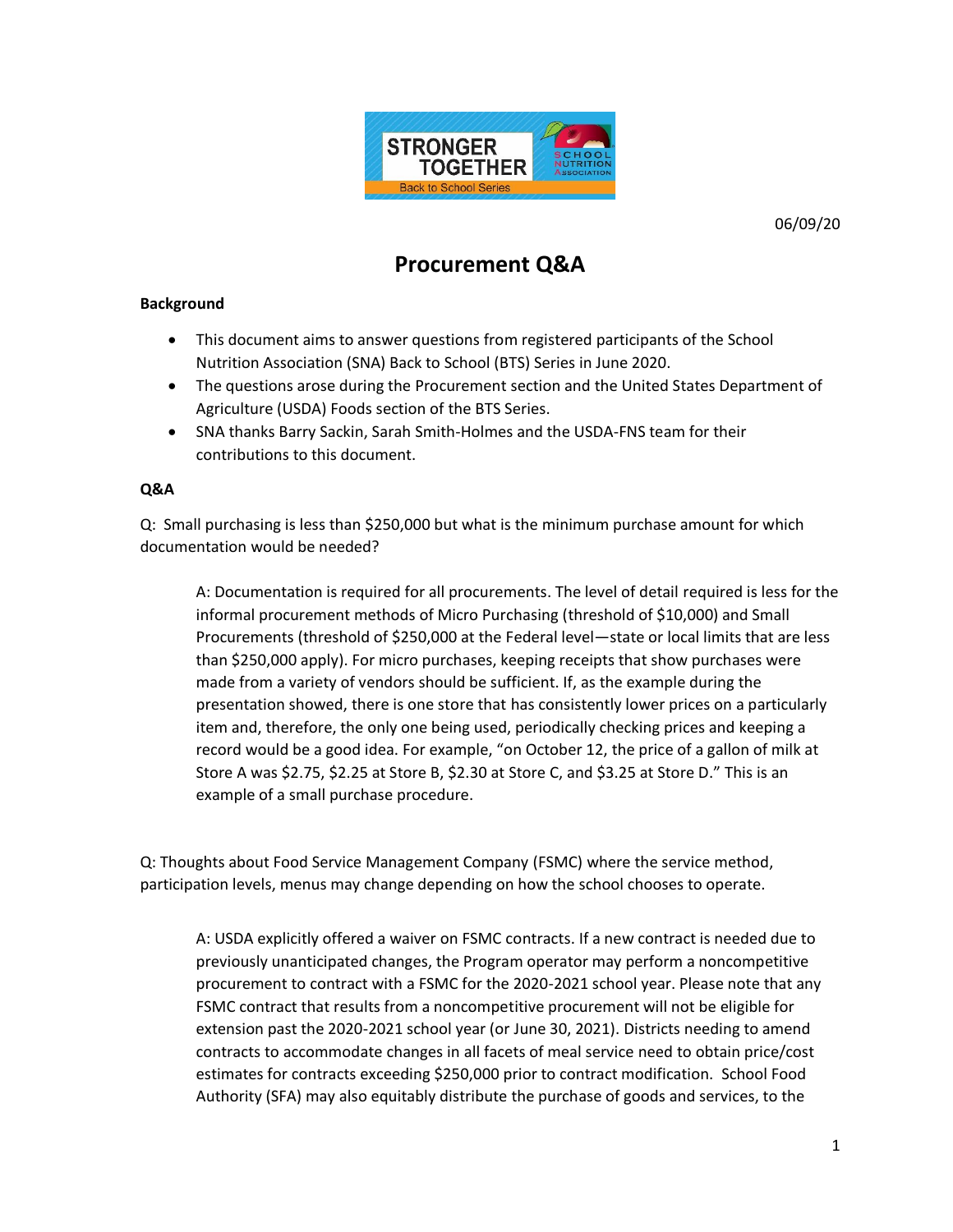06/09/20

# Procurement Q&A

**Background**

- This document aims to answer questions from registered participants of the School Nutrition Association (SNA) Back to School (BTS) Series in June 2020.
- The questions arose during the Procurement section and the United States Department of Agriculture (USDA) Foods section of the BTS Series.
- SNA thanks Barry Sackin, Sarah Smith-Holmes and the USDA-FNS team for their contributions to this document.

**Q&A**

Q: Small purchasing is less than $250,000 but what is the minimum purchase amount for which documentation would be needed?

> A: Documentation is required for all procurements. The level of detail required is less for the informal procurement methods of Micro Purchasing (threshold of $10,000) and Small Procurements (threshold of $250,000 at the Federal level—state or local limits that are less than $250,000 apply). For micro purchases, keeping receipts that show purchases were made from a variety of vendors should be sufficient. If, as the example during the presentation showed, there is one store that has consistently lower prices on a particularly item and, therefore, the only one being used, periodically checking prices and keeping a record would be a good idea. For example, "on October 12, the price of a gallon of milk at Store A was $2.75, $2.25 at Store B, $2.30 at Store C, and $3.25 at Store D." This is an example of a small purchase procedure.

Q: Thoughts about Food Service Management Company (FSMC) where the service method, participation levels, menus may change depending on how the school chooses to operate.

> A: USDA explicitly offered a waiver on FSMC contracts. If a new contract is needed due to previously unanticipated changes, the Program operator may perform a noncompetitive procurement to contract with a FSMC for the 2020-2021 school year. Please note that any FSMC contract that results from a noncompetitive procurement will not be eligible for extension past the 2020-2021 school year (or June 30, 2021). Districts needing to amend contracts to accommodate changes in all facets of meal service need to obtain price/cost estimates for contracts exceeding $250,000 prior to contract modification. School Food Authority (SFA) may also equitably distribute the purchase of goods and services, to the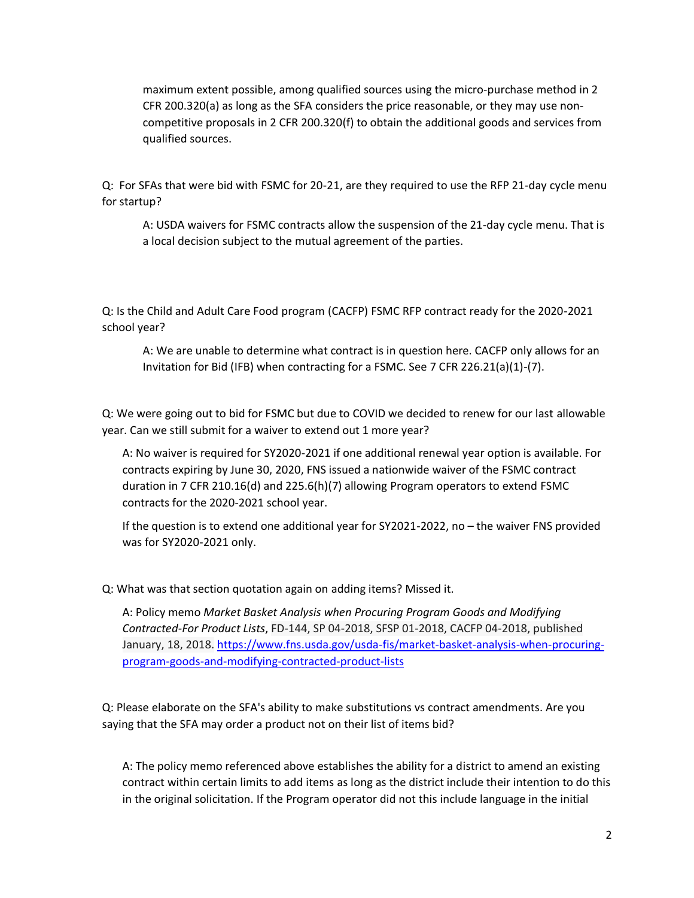maximum extent possible, among qualified sources using the micro-purchase method in 2 CFR 200.320(a) as long as the SFA considers the price reasonable, or they may use non-competitive proposals in 2 CFR 200.320(f) to obtain the additional goods and services from qualified sources.

Q: For SFAs that were bid with FSMC for 20-21, are they required to use the RFP 21-day cycle menu for startup?

> A: USDA waivers for FSMC contracts allow the suspension of the 21-day cycle menu. That is a local decision subject to the mutual agreement of the parties.

Q: Is the Child and Adult Care Food program (CACFP) FSMC RFP contract ready for the 2020-2021 school year?

> A: We are unable to determine what contract is in question here. CACFP only allows for an Invitation for Bid (IFB) when contracting for a FSMC. See 7 CFR 226.21(a)(1)-(7).

Q: We were going out to bid for FSMC but due to COVID we decided to renew for our last allowable year. Can we still submit for a waiver to extend out 1 more year?

> A: No waiver is required for SY2020-2021 if one additional renewal year option is available. For contracts expiring by June 30, 2020, FNS issued a nationwide waiver of the FSMC contract duration in 7 CFR 210.16(d) and 225.6(h)(7) allowing Program operators to extend FSMC contracts for the 2020-2021 school year.
>
> If the question is to extend one additional year for SY2021-2022, no – the waiver FNS provided was for SY2020-2021 only.

Q: What was that section quotation again on adding items? Missed it.

> A: Policy memo *Market Basket Analysis when Procuring Program Goods and Modifying Contracted-For Product Lists*, FD-144, SP 04-2018, SFSP 01-2018, CACFP 04-2018, published January, 18, 2018. [https://www.fns.usda.gov/usda-fis/market-basket-analysis-when-procuring-program-goods-and-modifying-contracted-product-lists](https://www.fns.usda.gov/usda-fis/market-basket-analysis-when-procuring-program-goods-and-modifying-contracted-product-lists)

Q: Please elaborate on the SFA's ability to make substitutions vs contract amendments. Are you saying that the SFA may order a product not on their list of items bid?

> A: The policy memo referenced above establishes the ability for a district to amend an existing contract within certain limits to add items as long as the district include their intention to do this in the original solicitation. If the Program operator did not this include language in the initial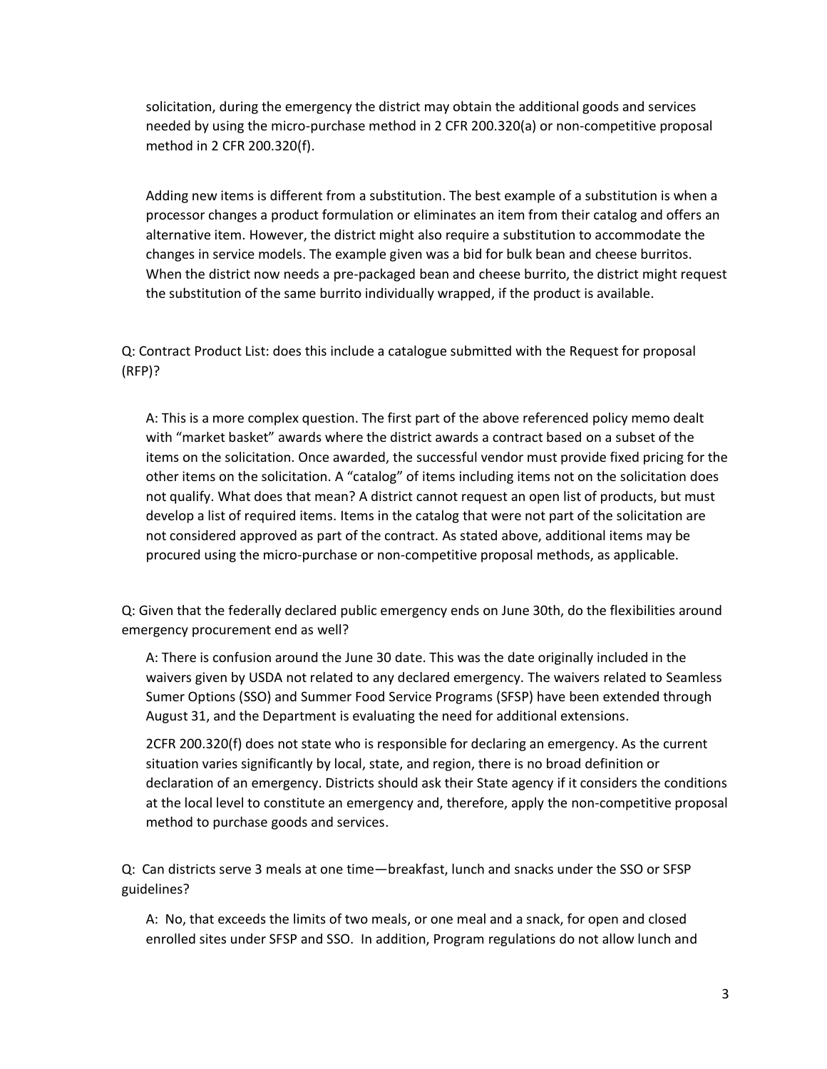solicitation, during the emergency the district may obtain the additional goods and services needed by using the micro-purchase method in 2 CFR 200.320(a) or non-competitive proposal method in 2 CFR 200.320(f).

Adding new items is different from a substitution. The best example of a substitution is when a processor changes a product formulation or eliminates an item from their catalog and offers an alternative item. However, the district might also require a substitution to accommodate the changes in service models. The example given was a bid for bulk bean and cheese burritos. When the district now needs a pre-packaged bean and cheese burrito, the district might request the substitution of the same burrito individually wrapped, if the product is available.

Q: Contract Product List: does this include a catalogue submitted with the Request for proposal (RFP)?

A: This is a more complex question. The first part of the above referenced policy memo dealt with "market basket" awards where the district awards a contract based on a subset of the items on the solicitation. Once awarded, the successful vendor must provide fixed pricing for the other items on the solicitation. A "catalog" of items including items not on the solicitation does not qualify. What does that mean? A district cannot request an open list of products, but must develop a list of required items. Items in the catalog that were not part of the solicitation are not considered approved as part of the contract. As stated above, additional items may be procured using the micro-purchase or non-competitive proposal methods, as applicable.

Q: Given that the federally declared public emergency ends on June 30th, do the flexibilities around emergency procurement end as well?

A: There is confusion around the June 30 date. This was the date originally included in the waivers given by USDA not related to any declared emergency. The waivers related to Seamless Sumer Options (SSO) and Summer Food Service Programs (SFSP) have been extended through August 31, and the Department is evaluating the need for additional extensions.

2CFR 200.320(f) does not state who is responsible for declaring an emergency. As the current situation varies significantly by local, state, and region, there is no broad definition or declaration of an emergency. Districts should ask their State agency if it considers the conditions at the local level to constitute an emergency and, therefore, apply the non-competitive proposal method to purchase goods and services.

Q: Can districts serve 3 meals at one time—breakfast, lunch and snacks under the SSO or SFSP guidelines?

A: No, that exceeds the limits of two meals, or one meal and a snack, for open and closed enrolled sites under SFSP and SSO. In addition, Program regulations do not allow lunch and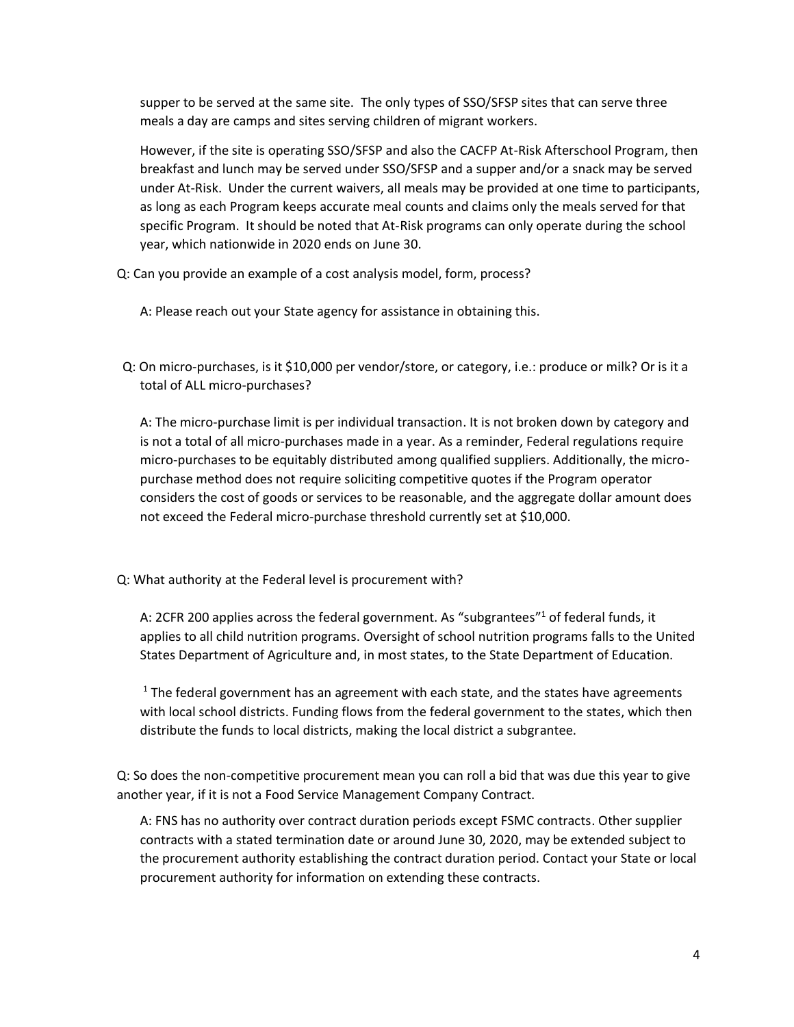supper to be served at the same site. The only types of SSO/SFSP sites that can serve three meals a day are camps and sites serving children of migrant workers.

However, if the site is operating SSO/SFSP and also the CACFP At-Risk Afterschool Program, then breakfast and lunch may be served under SSO/SFSP and a supper and/or a snack may be served under At-Risk. Under the current waivers, all meals may be provided at one time to participants, as long as each Program keeps accurate meal counts and claims only the meals served for that specific Program. It should be noted that At-Risk programs can only operate during the school year, which nationwide in 2020 ends on June 30.

Q: Can you provide an example of a cost analysis model, form, process?

A: Please reach out your State agency for assistance in obtaining this.

Q: On micro-purchases, is it $10,000 per vendor/store, or category, i.e.: produce or milk? Or is it a total of ALL micro-purchases?

A: The micro-purchase limit is per individual transaction. It is not broken down by category and is not a total of all micro-purchases made in a year. As a reminder, Federal regulations require micro-purchases to be equitably distributed among qualified suppliers. Additionally, the micro-purchase method does not require soliciting competitive quotes if the Program operator considers the cost of goods or services to be reasonable, and the aggregate dollar amount does not exceed the Federal micro-purchase threshold currently set at $10,000.

Q: What authority at the Federal level is procurement with?

A: 2CFR 200 applies across the federal government. As "subgrantees"[1] of federal funds, it applies to all child nutrition programs. Oversight of school nutrition programs falls to the United States Department of Agriculture and, in most states, to the State Department of Education.

[1] The federal government has an agreement with each state, and the states have agreements with local school districts. Funding flows from the federal government to the states, which then distribute the funds to local districts, making the local district a subgrantee.

Q: So does the non-competitive procurement mean you can roll a bid that was due this year to give another year, if it is not a Food Service Management Company Contract.

A: FNS has no authority over contract duration periods except FSMC contracts. Other supplier contracts with a stated termination date or around June 30, 2020, may be extended subject to the procurement authority establishing the contract duration period. Contact your State or local procurement authority for information on extending these contracts.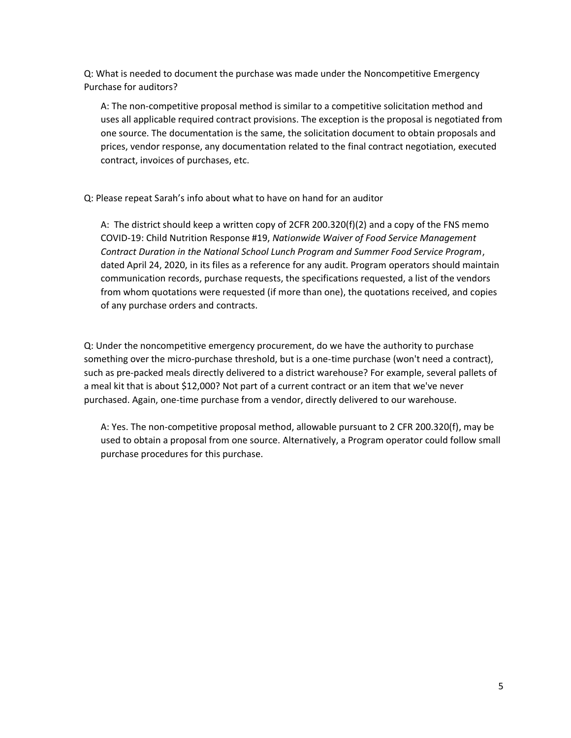Q: What is needed to document the purchase was made under the Noncompetitive Emergency Purchase for auditors?

> A: The non-competitive proposal method is similar to a competitive solicitation method and uses all applicable required contract provisions. The exception is the proposal is negotiated from one source. The documentation is the same, the solicitation document to obtain proposals and prices, vendor response, any documentation related to the final contract negotiation, executed contract, invoices of purchases, etc.

Q: Please repeat Sarah's info about what to have on hand for an auditor

> A: The district should keep a written copy of 2CFR 200.320(f)(2) and a copy of the FNS memo COVID-19: Child Nutrition Response #19, *Nationwide Waiver of Food Service Management Contract Duration in the National School Lunch Program and Summer Food Service Program*, dated April 24, 2020, in its files as a reference for any audit. Program operators should maintain communication records, purchase requests, the specifications requested, a list of the vendors from whom quotations were requested (if more than one), the quotations received, and copies of any purchase orders and contracts.

Q: Under the noncompetitive emergency procurement, do we have the authority to purchase something over the micro-purchase threshold, but is a one-time purchase (won't need a contract), such as pre-packed meals directly delivered to a district warehouse? For example, several pallets of a meal kit that is about $12,000? Not part of a current contract or an item that we've never purchased. Again, one-time purchase from a vendor, directly delivered to our warehouse.

> A: Yes. The non-competitive proposal method, allowable pursuant to 2 CFR 200.320(f), may be used to obtain a proposal from one source. Alternatively, a Program operator could follow small purchase procedures for this purchase.